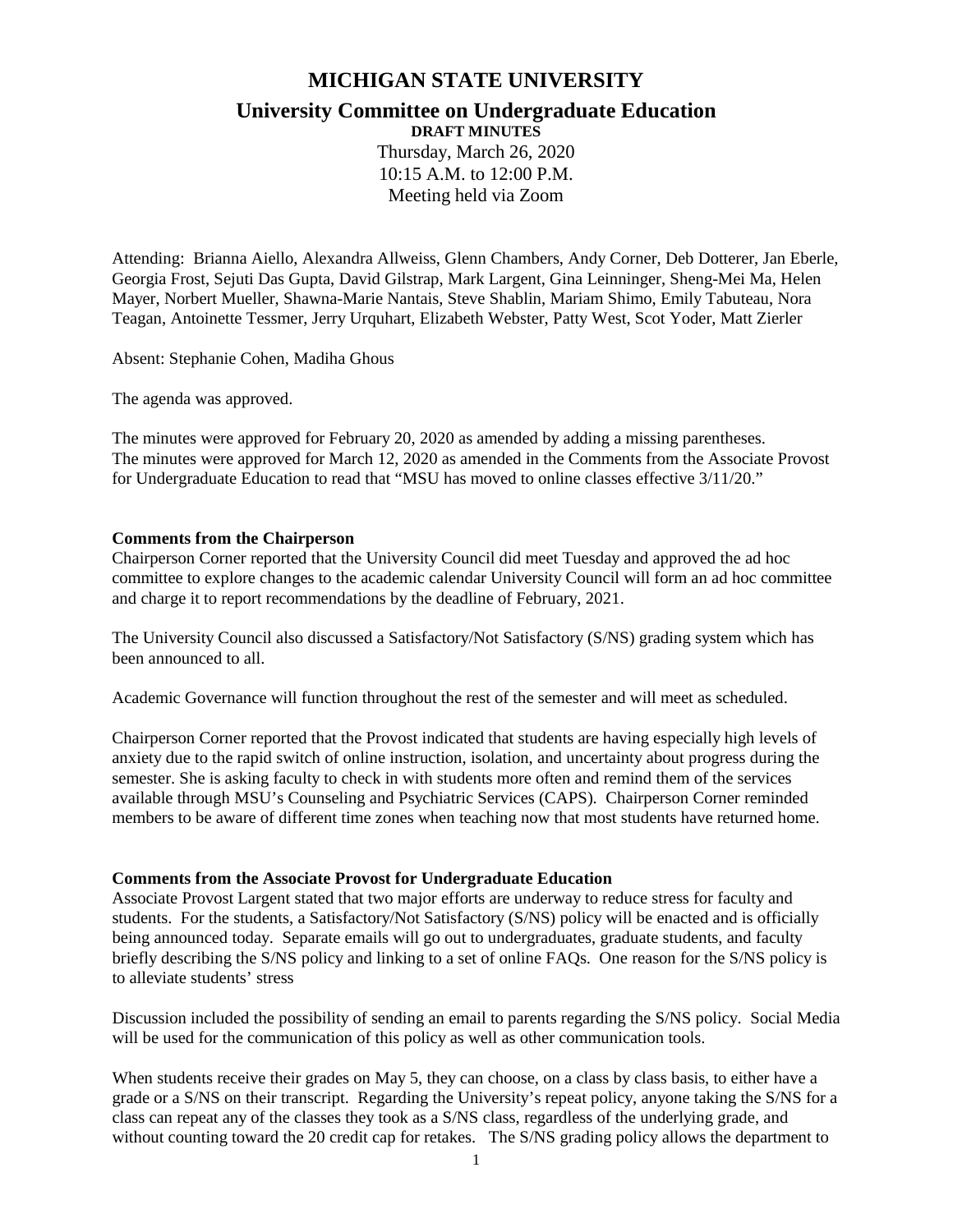# MICHIGAN STATE UNIVERSITY

## University Committee on Undergraduate Education

**DRAFT MINUTES**

Thursday, March 26, 2020
10:15 A.M. to 12:00 P.M.
Meeting held via Zoom

Attending: Brianna Aiello, Alexandra Allweiss, Glenn Chambers, Andy Corner, Deb Dotterer, Jan Eberle, Georgia Frost, Sejuti Das Gupta, David Gilstrap, Mark Largent, Gina Leinninger, Sheng-Mei Ma, Helen Mayer, Norbert Mueller, Shawna-Marie Nantais, Steve Shablin, Mariam Shimo, Emily Tabuteau, Nora Teagan, Antoinette Tessmer, Jerry Urquhart, Elizabeth Webster, Patty West, Scot Yoder, Matt Zierler

Absent: Stephanie Cohen, Madiha Ghous

The agenda was approved.

The minutes were approved for February 20, 2020 as amended by adding a missing parentheses.
The minutes were approved for March 12, 2020 as amended in the Comments from the Associate Provost for Undergraduate Education to read that "MSU has moved to online classes effective 3/11/20."

**Comments from the Chairperson**

Chairperson Corner reported that the University Council did meet Tuesday and approved the ad hoc committee to explore changes to the academic calendar University Council will form an ad hoc committee and charge it to report recommendations by the deadline of February, 2021.

The University Council also discussed a Satisfactory/Not Satisfactory (S/NS) grading system which has been announced to all.

Academic Governance will function throughout the rest of the semester and will meet as scheduled.

Chairperson Corner reported that the Provost indicated that students are having especially high levels of anxiety due to the rapid switch of online instruction, isolation, and uncertainty about progress during the semester. She is asking faculty to check in with students more often and remind them of the services available through MSU's Counseling and Psychiatric Services (CAPS). Chairperson Corner reminded members to be aware of different time zones when teaching now that most students have returned home.

**Comments from the Associate Provost for Undergraduate Education**

Associate Provost Largent stated that two major efforts are underway to reduce stress for faculty and students. For the students, a Satisfactory/Not Satisfactory (S/NS) policy will be enacted and is officially being announced today. Separate emails will go out to undergraduates, graduate students, and faculty briefly describing the S/NS policy and linking to a set of online FAQs. One reason for the S/NS policy is to alleviate students' stress

Discussion included the possibility of sending an email to parents regarding the S/NS policy. Social Media will be used for the communication of this policy as well as other communication tools.

When students receive their grades on May 5, they can choose, on a class by class basis, to either have a grade or a S/NS on their transcript. Regarding the University's repeat policy, anyone taking the S/NS for a class can repeat any of the classes they took as a S/NS class, regardless of the underlying grade, and without counting toward the 20 credit cap for retakes. The S/NS grading policy allows the department to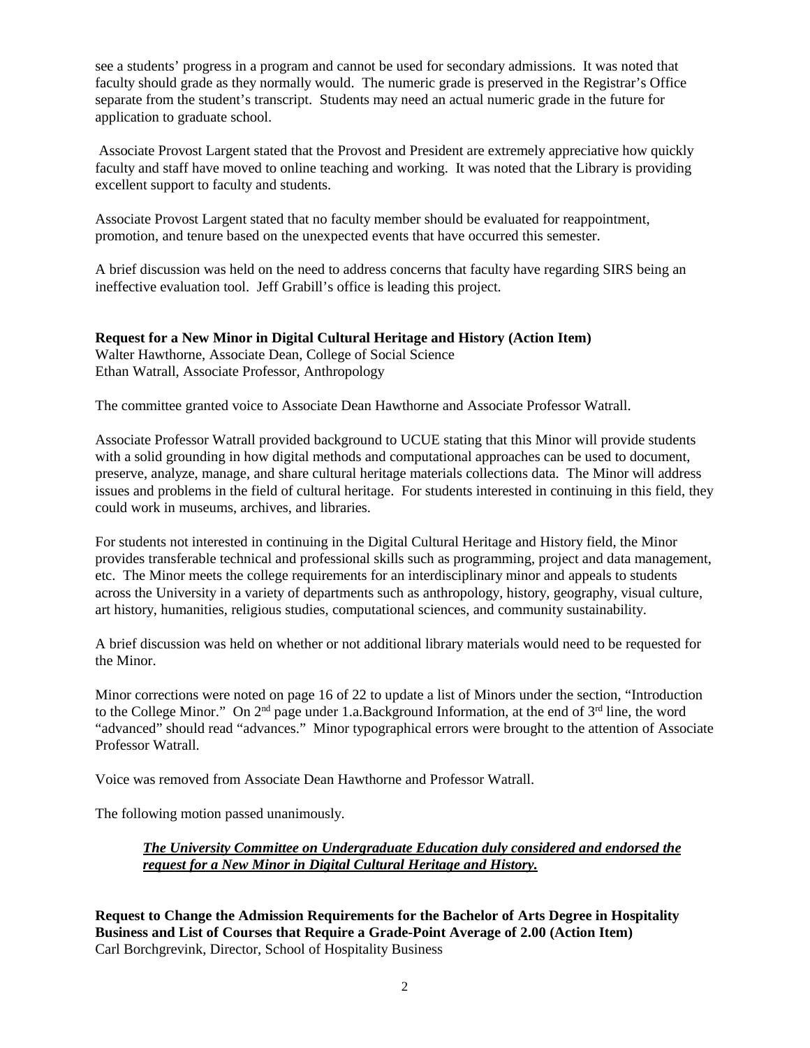see a students' progress in a program and cannot be used for secondary admissions. It was noted that faculty should grade as they normally would. The numeric grade is preserved in the Registrar's Office separate from the student's transcript. Students may need an actual numeric grade in the future for application to graduate school.

Associate Provost Largent stated that the Provost and President are extremely appreciative how quickly faculty and staff have moved to online teaching and working. It was noted that the Library is providing excellent support to faculty and students.

Associate Provost Largent stated that no faculty member should be evaluated for reappointment, promotion, and tenure based on the unexpected events that have occurred this semester.

A brief discussion was held on the need to address concerns that faculty have regarding SIRS being an ineffective evaluation tool. Jeff Grabill's office is leading this project.

**Request for a New Minor in Digital Cultural Heritage and History (Action Item)**
Walter Hawthorne, Associate Dean, College of Social Science
Ethan Watrall, Associate Professor, Anthropology

The committee granted voice to Associate Dean Hawthorne and Associate Professor Watrall.

Associate Professor Watrall provided background to UCUE stating that this Minor will provide students with a solid grounding in how digital methods and computational approaches can be used to document, preserve, analyze, manage, and share cultural heritage materials collections data. The Minor will address issues and problems in the field of cultural heritage. For students interested in continuing in this field, they could work in museums, archives, and libraries.

For students not interested in continuing in the Digital Cultural Heritage and History field, the Minor provides transferable technical and professional skills such as programming, project and data management, etc. The Minor meets the college requirements for an interdisciplinary minor and appeals to students across the University in a variety of departments such as anthropology, history, geography, visual culture, art history, humanities, religious studies, computational sciences, and community sustainability.

A brief discussion was held on whether or not additional library materials would need to be requested for the Minor.

Minor corrections were noted on page 16 of 22 to update a list of Minors under the section, "Introduction to the College Minor." On 2nd page under 1.a.Background Information, at the end of 3rd line, the word "advanced" should read "advances." Minor typographical errors were brought to the attention of Associate Professor Watrall.

Voice was removed from Associate Dean Hawthorne and Professor Watrall.

The following motion passed unanimously.

> ***The University Committee on Undergraduate Education duly considered and endorsed the request for a New Minor in Digital Cultural Heritage and History.***

**Request to Change the Admission Requirements for the Bachelor of Arts Degree in Hospitality Business and List of Courses that Require a Grade-Point Average of 2.00 (Action Item)**
Carl Borchgrevink, Director, School of Hospitality Business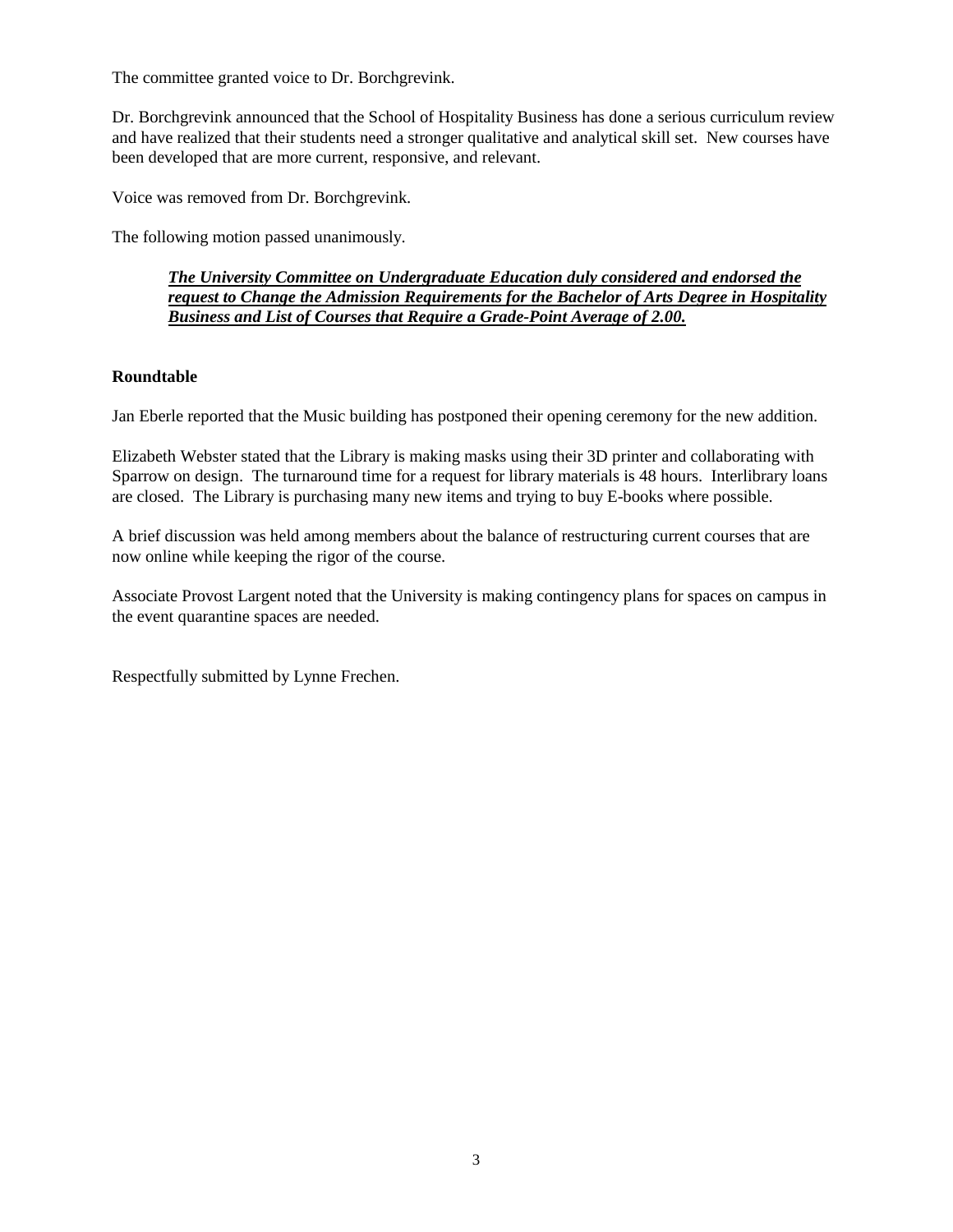The committee granted voice to Dr. Borchgrevink.

Dr. Borchgrevink announced that the School of Hospitality Business has done a serious curriculum review and have realized that their students need a stronger qualitative and analytical skill set. New courses have been developed that are more current, responsive, and relevant.

Voice was removed from Dr. Borchgrevink.

The following motion passed unanimously.

> ***The University Committee on Undergraduate Education duly considered and endorsed the request to Change the Admission Requirements for the Bachelor of Arts Degree in Hospitality Business and List of Courses that Require a Grade-Point Average of 2.00.***

**Roundtable**

Jan Eberle reported that the Music building has postponed their opening ceremony for the new addition.

Elizabeth Webster stated that the Library is making masks using their 3D printer and collaborating with Sparrow on design. The turnaround time for a request for library materials is 48 hours. Interlibrary loans are closed. The Library is purchasing many new items and trying to buy E-books where possible.

A brief discussion was held among members about the balance of restructuring current courses that are now online while keeping the rigor of the course.

Associate Provost Largent noted that the University is making contingency plans for spaces on campus in the event quarantine spaces are needed.

Respectfully submitted by Lynne Frechen.